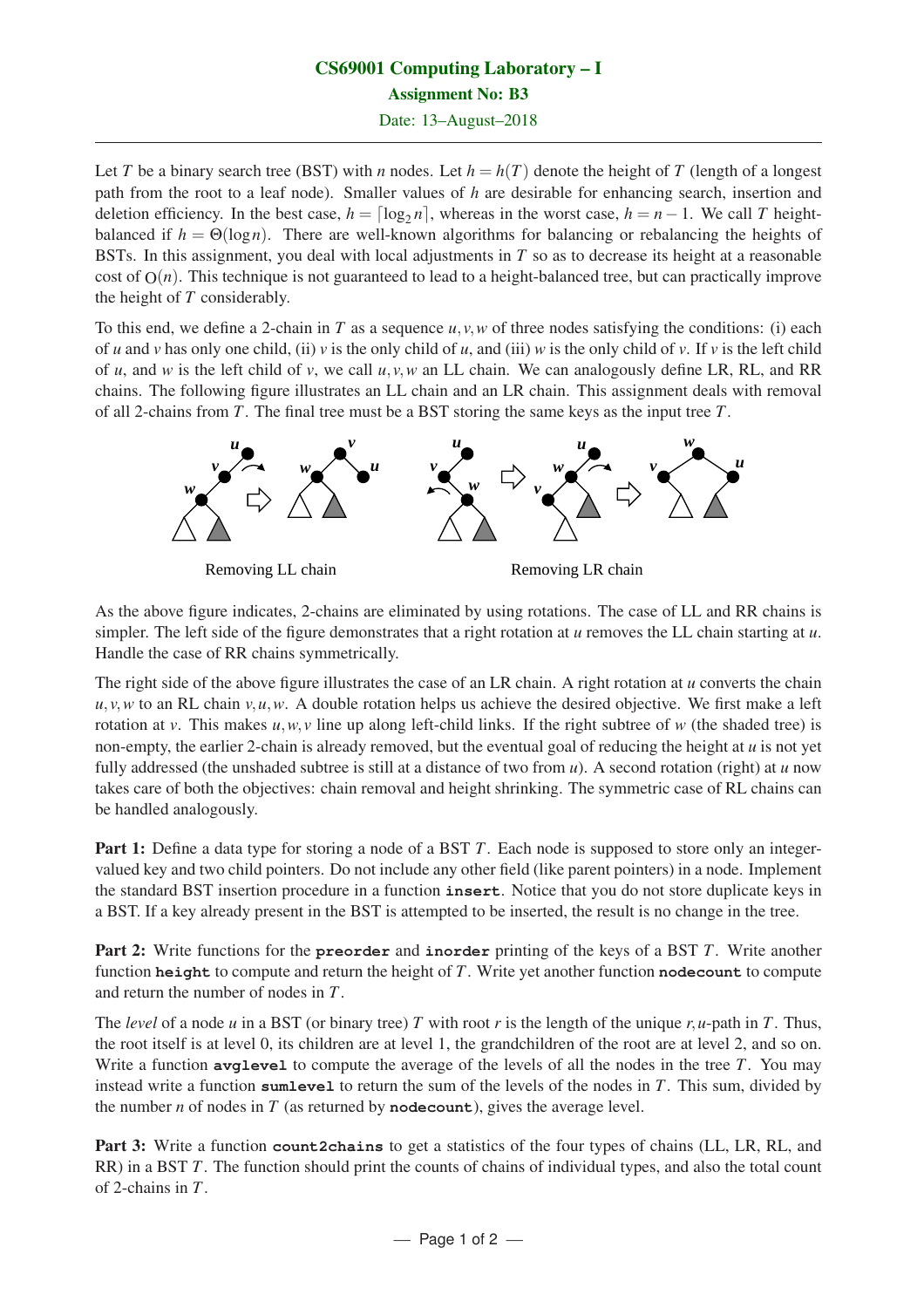# CS69001 Computing Laboratory – I

## Assignment No: B3

Date: 13–August–2018

---

Let $T$ be a binary search tree (BST) with $n$ nodes. Let $h = h(T)$ denote the height of $T$ (length of a longest path from the root to a leaf node). Smaller values of $h$ are desirable for enhancing search, insertion and deletion efficiency. In the best case, $h = \lceil \log_2 n \rceil$, whereas in the worst case, $h = n - 1$. We call $T$ height-balanced if $h = \Theta(\log n)$. There are well-known algorithms for balancing or rebalancing the heights of BSTs. In this assignment, you deal with local adjustments in $T$ so as to decrease its height at a reasonable cost of $O(n)$. This technique is not guaranteed to lead to a height-balanced tree, but can practically improve the height of $T$ considerably.

To this end, we define a 2-chain in $T$ as a sequence $u, v, w$ of three nodes satisfying the conditions: (i) each of $u$ and $v$ has only one child, (ii) $v$ is the only child of $u$, and (iii) $w$ is the only child of $v$. If $v$ is the left child of $u$, and $w$ is the left child of $v$, we call $u, v, w$ an LL chain. We can analogously define LR, RL, and RR chains. The following figure illustrates an LL chain and an LR chain. This assignment deals with removal of all 2-chains from $T$. The final tree must be a BST storing the same keys as the input tree $T$.

Removing LL chain

Removing LR chain

As the above figure indicates, 2-chains are eliminated by using rotations. The case of LL and RR chains is simpler. The left side of the figure demonstrates that a right rotation at $u$ removes the LL chain starting at $u$. Handle the case of RR chains symmetrically.

The right side of the above figure illustrates the case of an LR chain. A right rotation at $u$ converts the chain $u, v, w$ to an RL chain $v, u, w$. A double rotation helps us achieve the desired objective. We first make a left rotation at $v$. This makes $u, w, v$ line up along left-child links. If the right subtree of $w$ (the shaded tree) is non-empty, the earlier 2-chain is already removed, but the eventual goal of reducing the height at $u$ is not yet fully addressed (the unshaded subtree is still at a distance of two from $u$). A second rotation (right) at $u$ now takes care of both the objectives: chain removal and height shrinking. The symmetric case of RL chains can be handled analogously.

**Part 1:** Define a data type for storing a node of a BST $T$. Each node is supposed to store only an integer-valued key and two child pointers. Do not include any other field (like parent pointers) in a node. Implement the standard BST insertion procedure in a function **`insert`**. Notice that you do not store duplicate keys in a BST. If a key already present in the BST is attempted to be inserted, the result is no change in the tree.

**Part 2:** Write functions for the **`preorder`** and **`inorder`** printing of the keys of a BST $T$. Write another function **`height`** to compute and return the height of $T$. Write yet another function **`nodecount`** to compute and return the number of nodes in $T$.

The *level* of a node $u$ in a BST (or binary tree) $T$ with root $r$ is the length of the unique $r,u$-path in $T$. Thus, the root itself is at level 0, its children are at level 1, the grandchildren of the root are at level 2, and so on. Write a function **`avglevel`** to compute the average of the levels of all the nodes in the tree $T$. You may instead write a function **`sumlevel`** to return the sum of the levels of the nodes in $T$. This sum, divided by the number $n$ of nodes in $T$ (as returned by **`nodecount`**), gives the average level.

**Part 3:** Write a function **`count2chains`** to get a statistics of the four types of chains (LL, LR, RL, and RR) in a BST $T$. The function should print the counts of chains of individual types, and also the total count of 2-chains in $T$.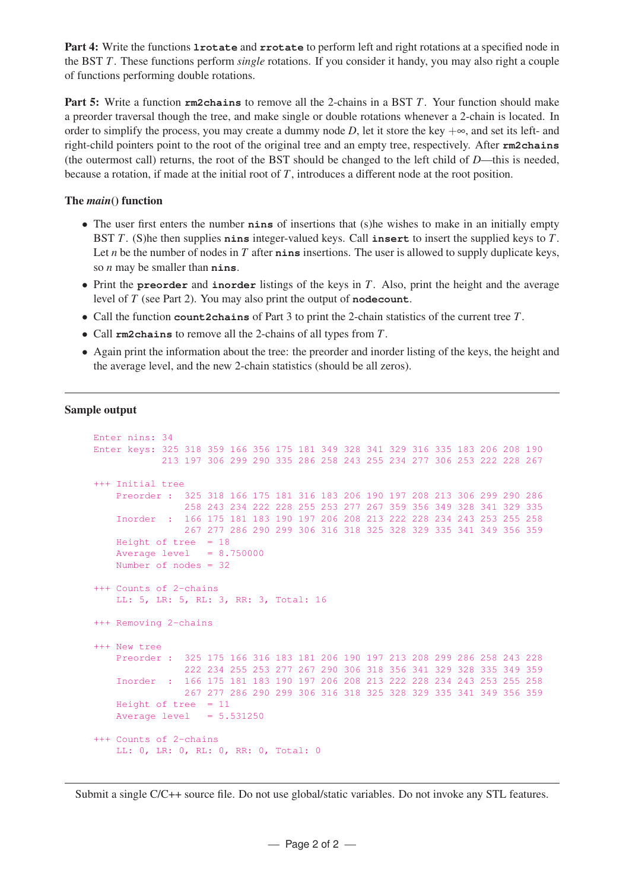**Part 4:** Write the functions `lrotate` and `rrotate` to perform left and right rotations at a specified node in the BST $T$. These functions perform *single* rotations. If you consider it handy, you may also right a couple of functions performing double rotations.

**Part 5:** Write a function `rm2chains` to remove all the 2-chains in a BST $T$. Your function should make a preorder traversal though the tree, and make single or double rotations whenever a 2-chain is located. In order to simplify the process, you may create a dummy node $D$, let it store the key $+\infty$, and set its left- and right-child pointers point to the root of the original tree and an empty tree, respectively. After `rm2chains` (the outermost call) returns, the root of the BST should be changed to the left child of $D$—this is needed, because a rotation, if made at the initial root of $T$, introduces a different node at the root position.

### The *main*() function

- The user first enters the number `nins` of insertions that (s)he wishes to make in an initially empty BST $T$. (S)he then supplies `nins` integer-valued keys. Call `insert` to insert the supplied keys to $T$. Let $n$ be the number of nodes in $T$ after `nins` insertions. The user is allowed to supply duplicate keys, so $n$ may be smaller than `nins`.
- Print the `preorder` and `inorder` listings of the keys in $T$. Also, print the height and the average level of $T$ (see Part 2). You may also print the output of `nodecount`.
- Call the function `count2chains` of Part 3 to print the 2-chain statistics of the current tree $T$.
- Call `rm2chains` to remove all the 2-chains of all types from $T$.
- Again print the information about the tree: the preorder and inorder listing of the keys, the height and the average level, and the new 2-chain statistics (should be all zeros).

---

### Sample output

```
Enter nins: 34
Enter keys: 325 318 359 166 356 175 181 349 328 341 329 316 335 183 206 208 190
            213 197 306 299 290 335 286 258 243 255 234 277 306 253 222 228 267

+++ Initial tree
    Preorder :  325 318 166 175 181 316 183 206 190 197 208 213 306 299 290 286
                258 243 234 222 228 255 253 277 267 359 356 349 328 341 329 335
    Inorder  :  166 175 181 183 190 197 206 208 213 222 228 234 243 253 255 258
                267 277 286 290 299 306 316 318 325 328 329 335 341 349 356 359
    Height of tree  = 18
    Average level   = 8.750000
    Number of nodes = 32

+++ Counts of 2-chains
    LL: 5, LR: 5, RL: 3, RR: 3, Total: 16

+++ Removing 2-chains

+++ New tree
    Preorder :  325 175 166 316 183 181 206 190 197 213 208 299 286 258 243 228
                222 234 255 253 277 267 290 306 318 356 341 329 328 335 349 359
    Inorder  :  166 175 181 183 190 197 206 208 213 222 228 234 243 253 255 258
                267 277 286 290 299 306 316 318 325 328 329 335 341 349 356 359
    Height of tree  = 11
    Average level   = 5.531250

+++ Counts of 2-chains
    LL: 0, LR: 0, RL: 0, RR: 0, Total: 0
```

---

Submit a single C/C++ source file. Do not use global/static variables. Do not invoke any STL features.